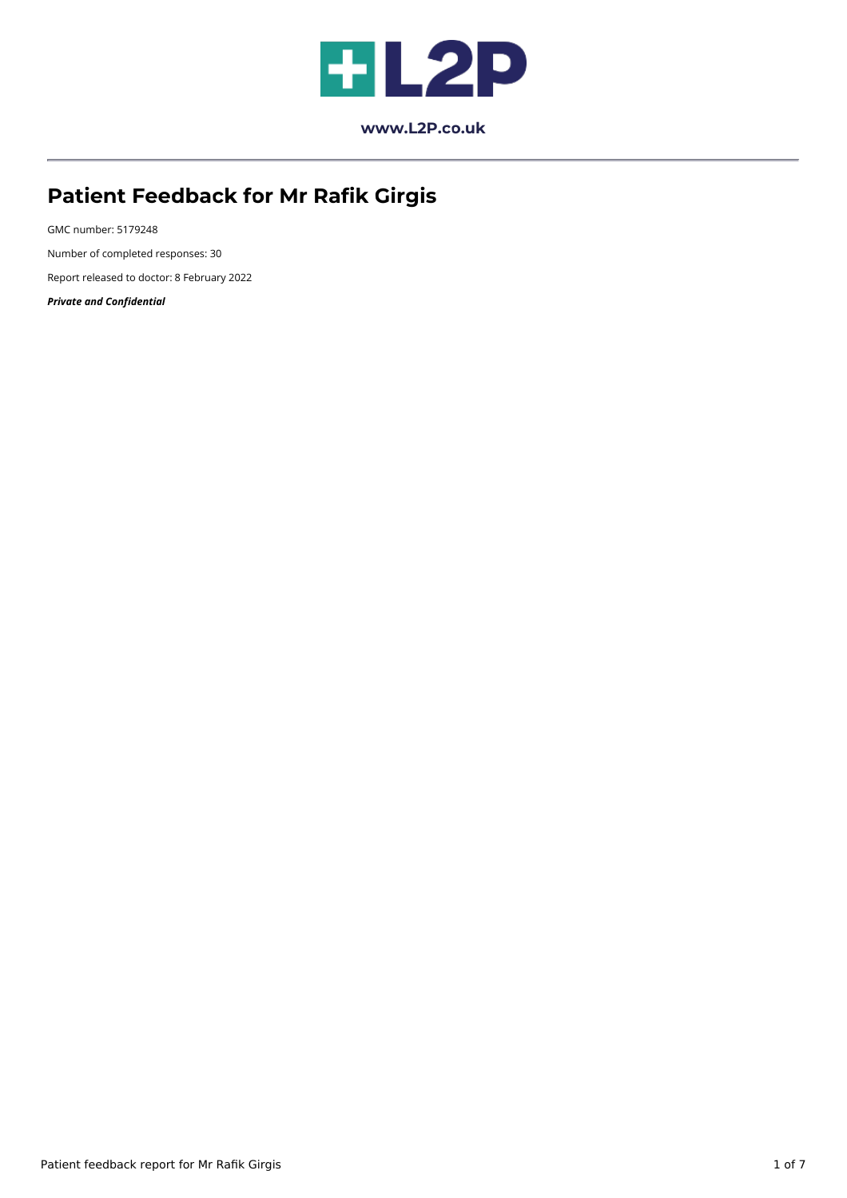www.L2P.co.uk

# Patient Feedback for Mr Rafik Girgis

GMC number: 5179248

Number of completed responses: 30

Report released to doctor: 8 February 2022

***Private and Confidential***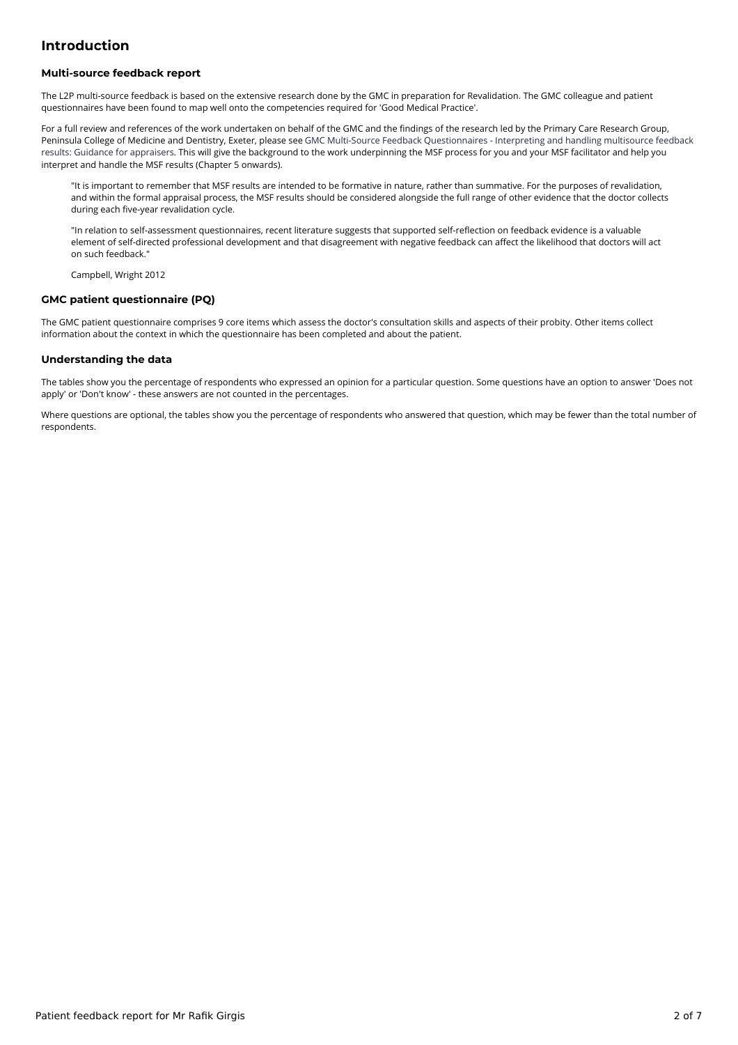# Introduction

### Multi-source feedback report

The L2P multi-source feedback is based on the extensive research done by the GMC in preparation for Revalidation. The GMC colleague and patient questionnaires have been found to map well onto the competencies required for 'Good Medical Practice'.

For a full review and references of the work undertaken on behalf of the GMC and the findings of the research led by the Primary Care Research Group, Peninsula College of Medicine and Dentistry, Exeter, please see GMC Multi-Source Feedback Questionnaires - Interpreting and handling multisource feedback results: Guidance for appraisers. This will give the background to the work underpinning the MSF process for you and your MSF facilitator and help you interpret and handle the MSF results (Chapter 5 onwards).

> "It is important to remember that MSF results are intended to be formative in nature, rather than summative. For the purposes of revalidation, and within the formal appraisal process, the MSF results should be considered alongside the full range of other evidence that the doctor collects during each five-year revalidation cycle.
>
> "In relation to self-assessment questionnaires, recent literature suggests that supported self-reflection on feedback evidence is a valuable element of self-directed professional development and that disagreement with negative feedback can affect the likelihood that doctors will act on such feedback."
>
> Campbell, Wright 2012

### GMC patient questionnaire (PQ)

The GMC patient questionnaire comprises 9 core items which assess the doctor's consultation skills and aspects of their probity. Other items collect information about the context in which the questionnaire has been completed and about the patient.

### Understanding the data

The tables show you the percentage of respondents who expressed an opinion for a particular question. Some questions have an option to answer 'Does not apply' or 'Don't know' - these answers are not counted in the percentages.

Where questions are optional, the tables show you the percentage of respondents who answered that question, which may be fewer than the total number of respondents.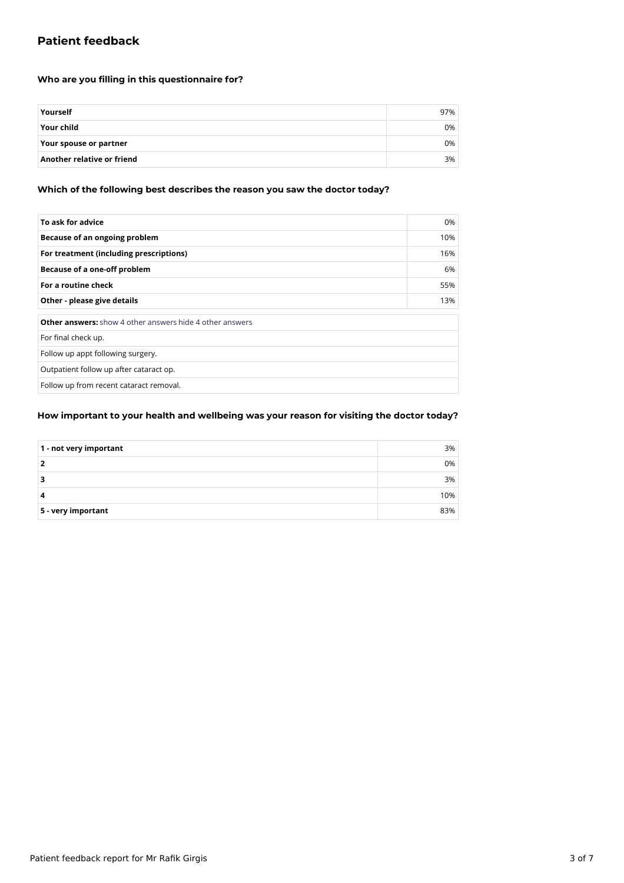## Patient feedback

### Who are you filling in this questionnaire for?

| | |
|---|---|
| **Yourself** | 97% |
| **Your child** | 0% |
| **Your spouse or partner** | 0% |
| **Another relative or friend** | 3% |

### Which of the following best describes the reason you saw the doctor today?

| | |
|---|---|
| **To ask for advice** | 0% |
| **Because of an ongoing problem** | 10% |
| **For treatment (including prescriptions)** | 16% |
| **Because of a one-off problem** | 6% |
| **For a routine check** | 55% |
| **Other - please give details** | 13% |

| **Other answers:** show 4 other answers hide 4 other answers |
|---|
| For final check up. |
| Follow up appt following surgery. |
| Outpatient follow up after cataract op. |
| Follow up from recent cataract removal. |

### How important to your health and wellbeing was your reason for visiting the doctor today?

| | |
|---|---|
| **1 - not very important** | 3% |
| **2** | 0% |
| **3** | 3% |
| **4** | 10% |
| **5 - very important** | 83% |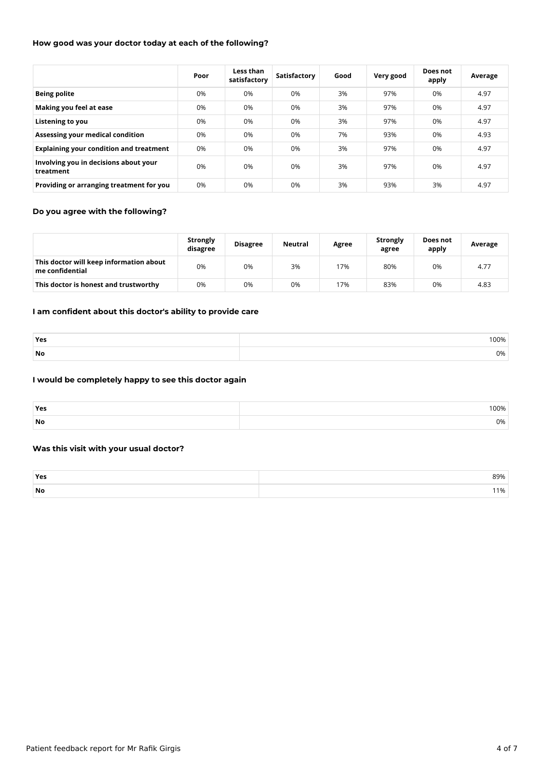### How good was your doctor today at each of the following?

| | Poor | Less than satisfactory | Satisfactory | Good | Very good | Does not apply | Average |
|---|---|---|---|---|---|---|---|
| **Being polite** | 0% | 0% | 0% | 3% | 97% | 0% | 4.97 |
| **Making you feel at ease** | 0% | 0% | 0% | 3% | 97% | 0% | 4.97 |
| **Listening to you** | 0% | 0% | 0% | 3% | 97% | 0% | 4.97 |
| **Assessing your medical condition** | 0% | 0% | 0% | 7% | 93% | 0% | 4.93 |
| **Explaining your condition and treatment** | 0% | 0% | 0% | 3% | 97% | 0% | 4.97 |
| **Involving you in decisions about your treatment** | 0% | 0% | 0% | 3% | 97% | 0% | 4.97 |
| **Providing or arranging treatment for you** | 0% | 0% | 0% | 3% | 93% | 3% | 4.97 |

### Do you agree with the following?

| | Strongly disagree | Disagree | Neutral | Agree | Strongly agree | Does not apply | Average |
|---|---|---|---|---|---|---|---|
| **This doctor will keep information about me confidential** | 0% | 0% | 3% | 17% | 80% | 0% | 4.77 |
| **This doctor is honest and trustworthy** | 0% | 0% | 0% | 17% | 83% | 0% | 4.83 |

### I am confident about this doctor's ability to provide care

| | |
|---|---|
| **Yes** | 100% |
| **No** | 0% |

### I would be completely happy to see this doctor again

| | |
|---|---|
| **Yes** | 100% |
| **No** | 0% |

### Was this visit with your usual doctor?

| | |
|---|---|
| **Yes** | 89% |
| **No** | 11% |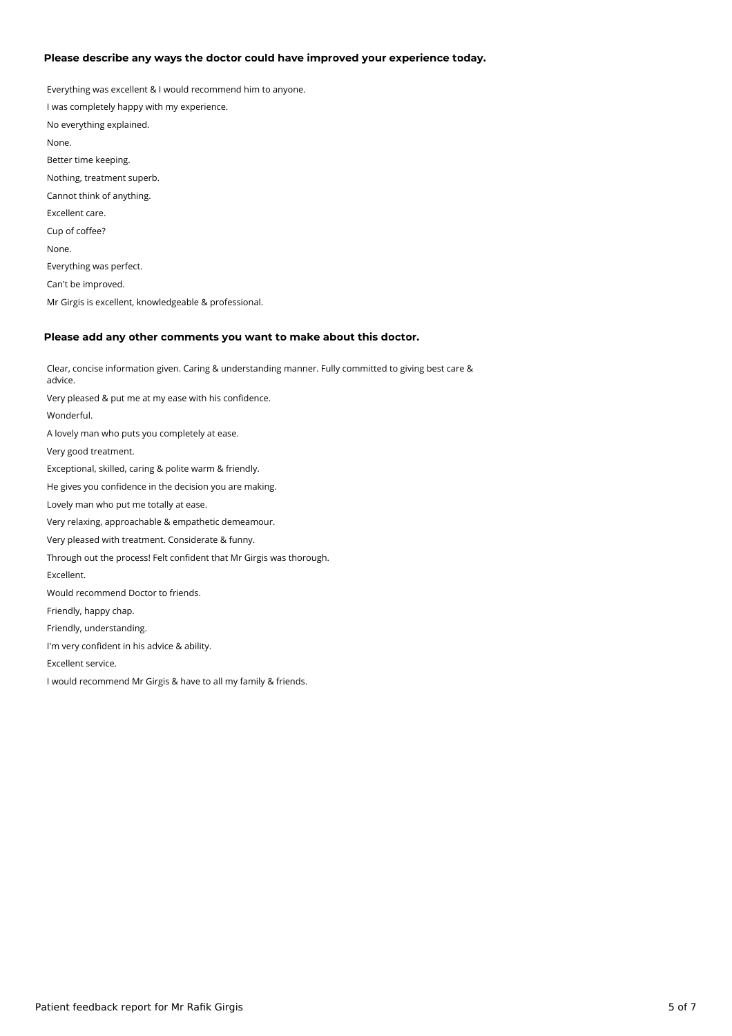### Please describe any ways the doctor could have improved your experience today.

Everything was excellent & I would recommend him to anyone.

I was completely happy with my experience.

No everything explained.

None.

Better time keeping.

Nothing, treatment superb.

Cannot think of anything.

Excellent care.

Cup of coffee?

None.

Everything was perfect.

Can't be improved.

Mr Girgis is excellent, knowledgeable & professional.

### Please add any other comments you want to make about this doctor.

Clear, concise information given. Caring & understanding manner. Fully committed to giving best care & advice.

Very pleased & put me at my ease with his confidence.

Wonderful.

A lovely man who puts you completely at ease.

Very good treatment.

Exceptional, skilled, caring & polite warm & friendly.

He gives you confidence in the decision you are making.

Lovely man who put me totally at ease.

Very relaxing, approachable & empathetic demeamour.

Very pleased with treatment. Considerate & funny.

Through out the process! Felt confident that Mr Girgis was thorough.

Excellent.

Would recommend Doctor to friends.

Friendly, happy chap.

Friendly, understanding.

I'm very confident in his advice & ability.

Excellent service.

I would recommend Mr Girgis & have to all my family & friends.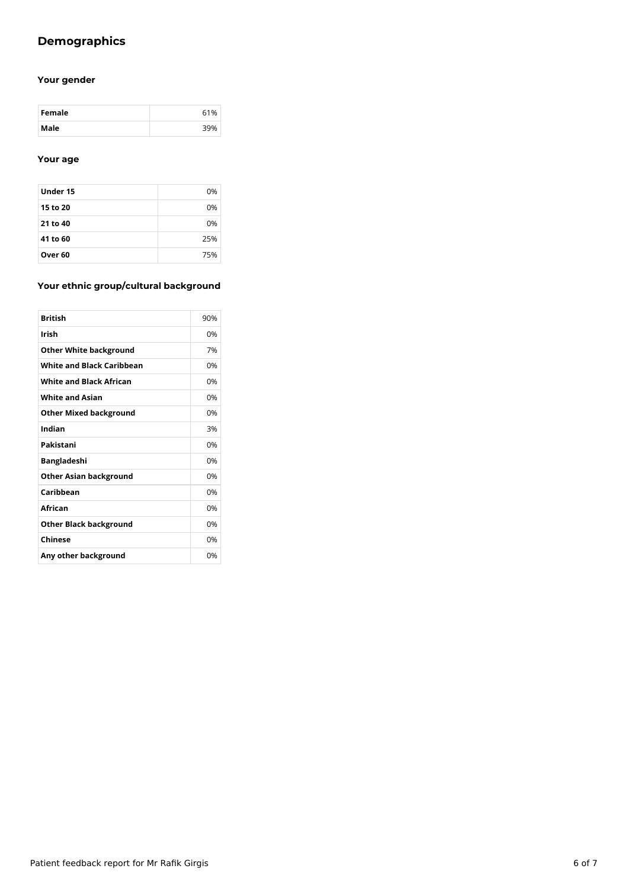## Demographics

### Your gender

| | |
|---|---|
| **Female** | 61% |
| **Male** | 39% |

### Your age

| | |
|---|---|
| **Under 15** | 0% |
| **15 to 20** | 0% |
| **21 to 40** | 0% |
| **41 to 60** | 25% |
| **Over 60** | 75% |

### Your ethnic group/cultural background

| | |
|---|---|
| **British** | 90% |
| **Irish** | 0% |
| **Other White background** | 7% |
| **White and Black Caribbean** | 0% |
| **White and Black African** | 0% |
| **White and Asian** | 0% |
| **Other Mixed background** | 0% |
| **Indian** | 3% |
| **Pakistani** | 0% |
| **Bangladeshi** | 0% |
| **Other Asian background** | 0% |
| **Caribbean** | 0% |
| **African** | 0% |
| **Other Black background** | 0% |
| **Chinese** | 0% |
| **Any other background** | 0% |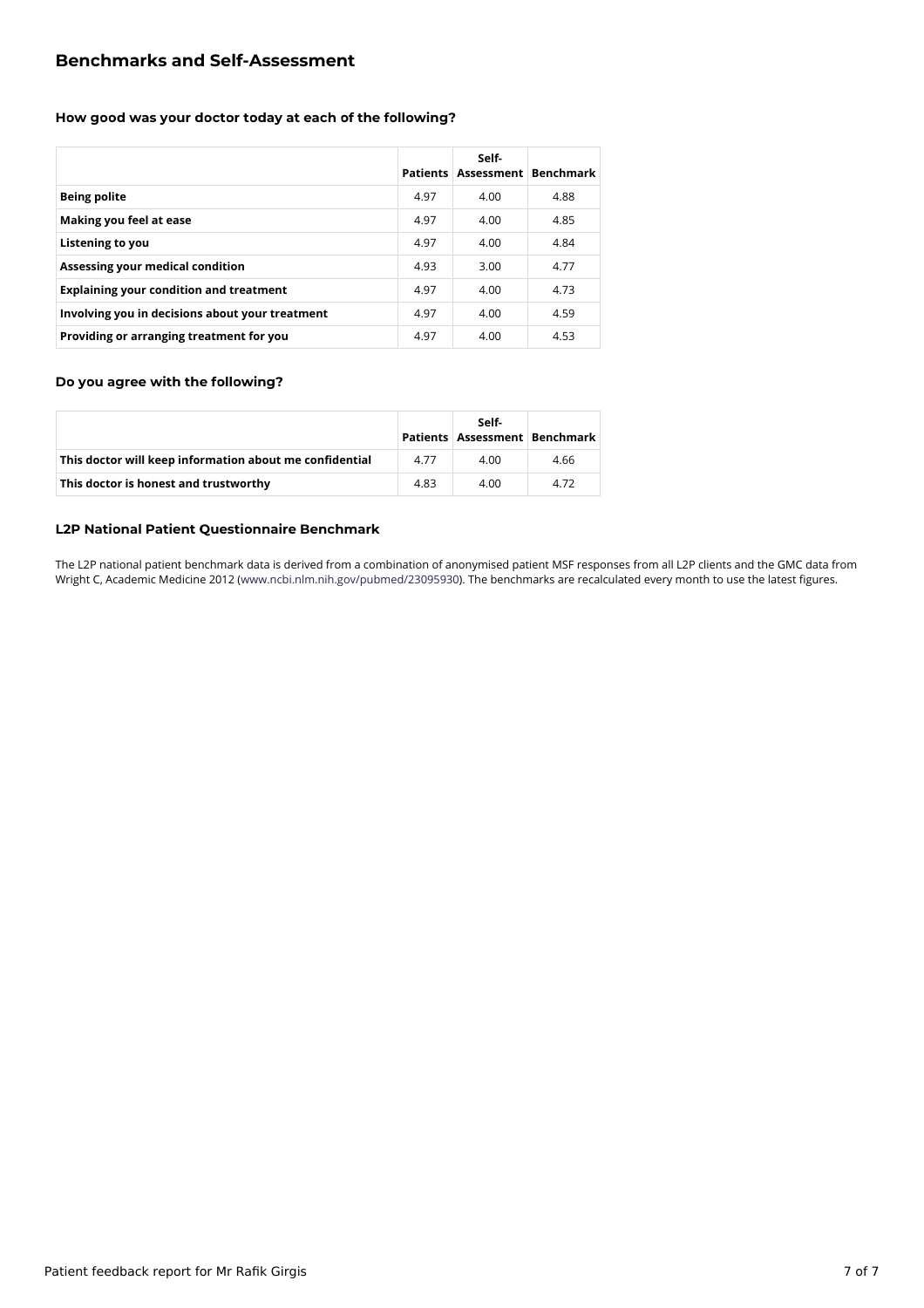## Benchmarks and Self-Assessment

### How good was your doctor today at each of the following?

| | Patients | Self-Assessment | Benchmark |
|---|---|---|---|
| **Being polite** | 4.97 | 4.00 | 4.88 |
| **Making you feel at ease** | 4.97 | 4.00 | 4.85 |
| **Listening to you** | 4.97 | 4.00 | 4.84 |
| **Assessing your medical condition** | 4.93 | 3.00 | 4.77 |
| **Explaining your condition and treatment** | 4.97 | 4.00 | 4.73 |
| **Involving you in decisions about your treatment** | 4.97 | 4.00 | 4.59 |
| **Providing or arranging treatment for you** | 4.97 | 4.00 | 4.53 |

### Do you agree with the following?

| | Patients | Self-Assessment | Benchmark |
|---|---|---|---|
| **This doctor will keep information about me confidential** | 4.77 | 4.00 | 4.66 |
| **This doctor is honest and trustworthy** | 4.83 | 4.00 | 4.72 |

### L2P National Patient Questionnaire Benchmark

The L2P national patient benchmark data is derived from a combination of anonymised patient MSF responses from all L2P clients and the GMC data from Wright C, Academic Medicine 2012 (www.ncbi.nlm.nih.gov/pubmed/23095930). The benchmarks are recalculated every month to use the latest figures.